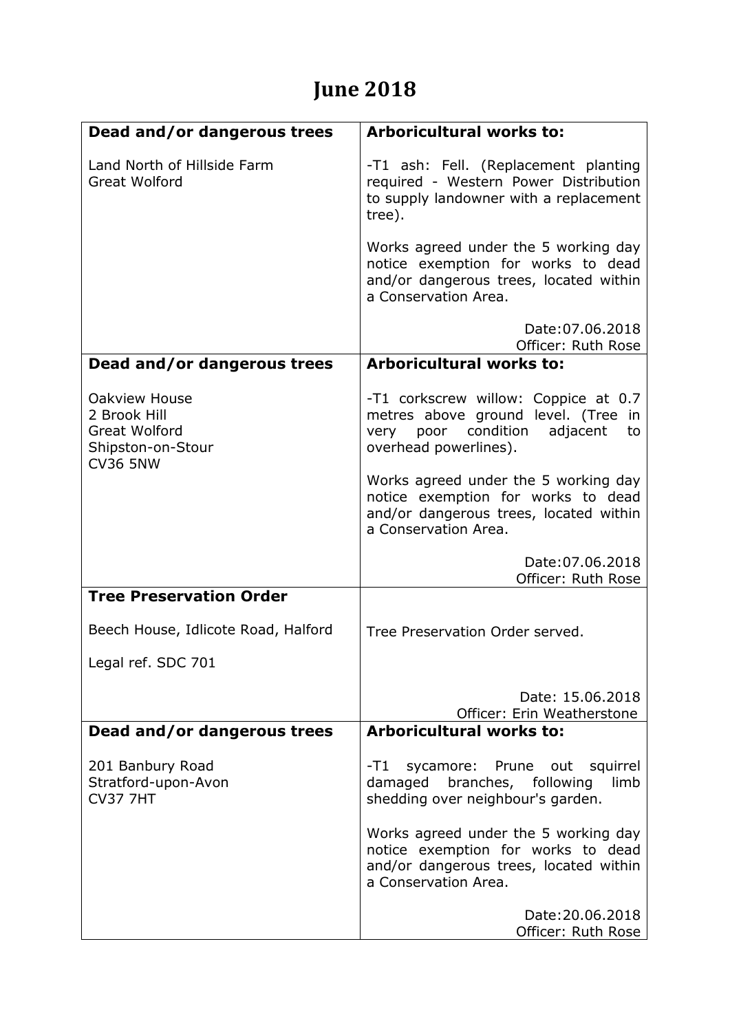# June 2018

| Dead and/or dangerous trees | Arboricultural works to: |
|---|---|
| Land North of Hillside Farm<br>Great Wolford | -T1 ash: Fell. (Replacement planting required - Western Power Distribution to supply landowner with a replacement tree).<br><br>Works agreed under the 5 working day notice exemption for works to dead and/or dangerous trees, located within a Conservation Area.<br><br>Date:07.06.2018<br>Officer: Ruth Rose |
| **Dead and/or dangerous trees** | **Arboricultural works to:** |
| Oakview House<br>2 Brook Hill<br>Great Wolford<br>Shipston-on-Stour<br>CV36 5NW | -T1 corkscrew willow: Coppice at 0.7 metres above ground level. (Tree in very poor condition adjacent to overhead powerlines).<br><br>Works agreed under the 5 working day notice exemption for works to dead and/or dangerous trees, located within a Conservation Area.<br><br>Date:07.06.2018<br>Officer: Ruth Rose |
| **Tree Preservation Order** | |
| Beech House, Idlicote Road, Halford<br><br>Legal ref. SDC 701 | Tree Preservation Order served.<br><br>Date: 15.06.2018<br>Officer: Erin Weatherstone |
| **Dead and/or dangerous trees** | **Arboricultural works to:** |
| 201 Banbury Road<br>Stratford-upon-Avon<br>CV37 7HT | -T1 sycamore: Prune out squirrel damaged branches, following limb shedding over neighbour's garden.<br><br>Works agreed under the 5 working day notice exemption for works to dead and/or dangerous trees, located within a Conservation Area.<br><br>Date:20.06.2018<br>Officer: Ruth Rose |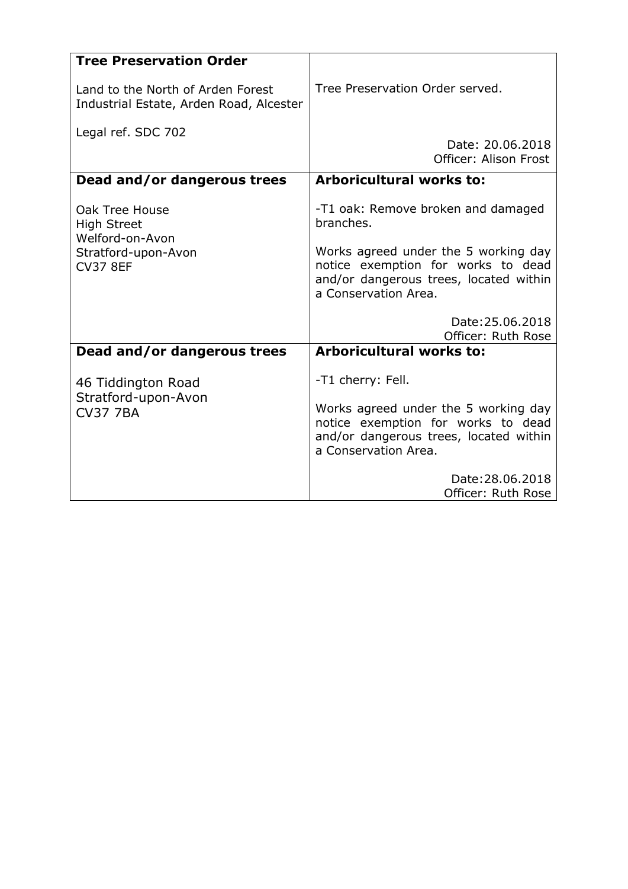| | |
|---|---|
| **Tree Preservation Order**<br><br>Land to the North of Arden Forest Industrial Estate, Arden Road, Alcester<br><br>Legal ref. SDC 702 | Tree Preservation Order served.<br><br>Date: 20.06.2018<br>Officer: Alison Frost |
| **Dead and/or dangerous trees**<br><br>Oak Tree House<br>High Street<br>Welford-on-Avon<br>Stratford-upon-Avon<br>CV37 8EF | **Arboricultural works to:**<br><br>-T1 oak: Remove broken and damaged branches.<br><br>Works agreed under the 5 working day notice exemption for works to dead and/or dangerous trees, located within a Conservation Area.<br><br>Date:25.06.2018<br>Officer: Ruth Rose |
| **Dead and/or dangerous trees**<br><br>46 Tiddington Road<br>Stratford-upon-Avon<br>CV37 7BA | **Arboricultural works to:**<br><br>-T1 cherry: Fell.<br><br>Works agreed under the 5 working day notice exemption for works to dead and/or dangerous trees, located within a Conservation Area.<br><br>Date:28.06.2018<br>Officer: Ruth Rose |